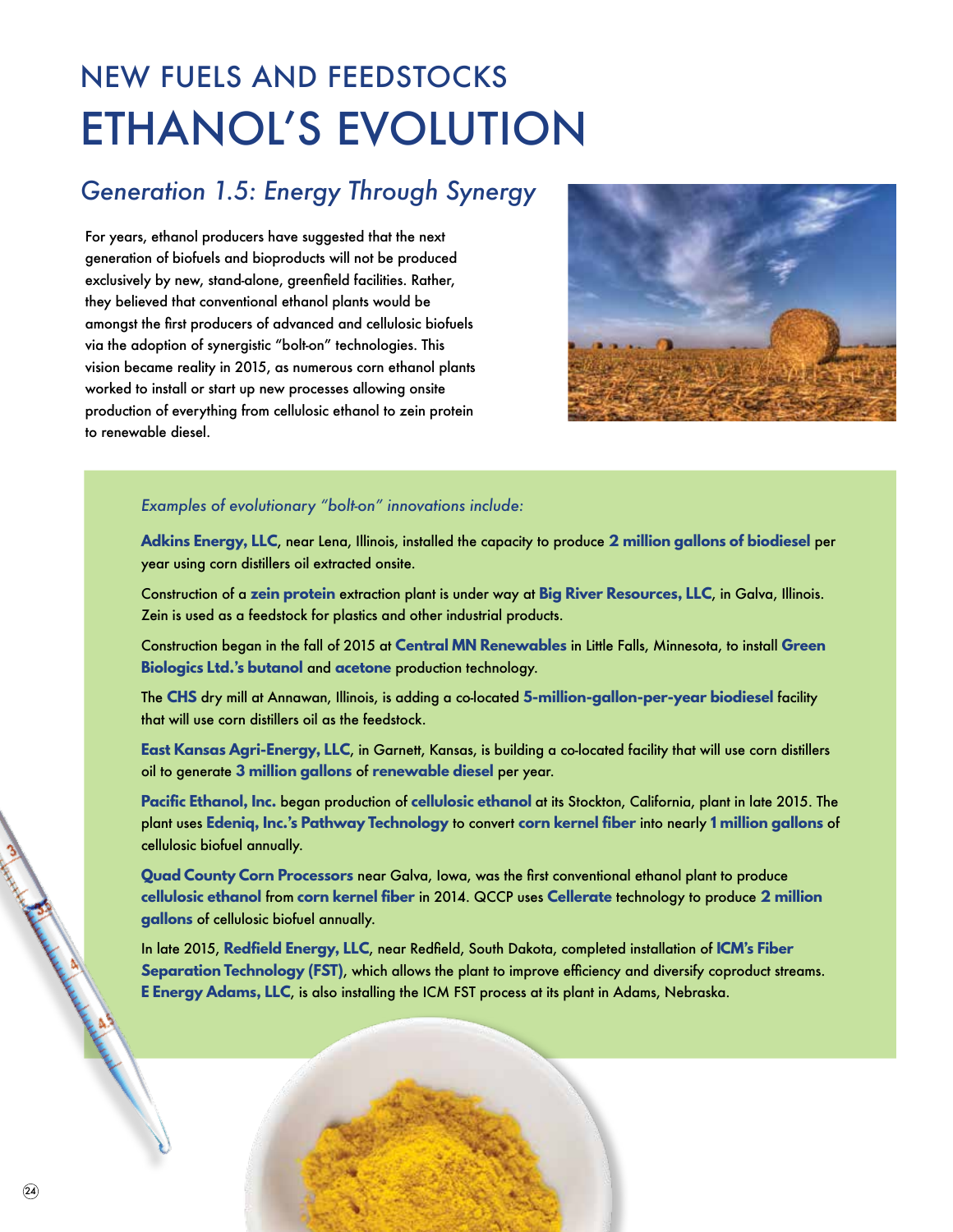# NEW FUELS AND FEEDSTOCKS
# ETHANOL'S EVOLUTION

## *Generation 1.5: Energy Through Synergy*

For years, ethanol producers have suggested that the next generation of biofuels and bioproducts will not be produced exclusively by new, stand-alone, greenfield facilities. Rather, they believed that conventional ethanol plants would be amongst the first producers of advanced and cellulosic biofuels via the adoption of synergistic "bolt-on" technologies. This vision became reality in 2015, as numerous corn ethanol plants worked to install or start up new processes allowing onsite production of everything from cellulosic ethanol to zein protein to renewable diesel.

*Examples of evolutionary "bolt-on" innovations include:*

**Adkins Energy, LLC**, near Lena, Illinois, installed the capacity to produce **2 million gallons of biodiesel** per year using corn distillers oil extracted onsite.

Construction of a **zein protein** extraction plant is under way at **Big River Resources, LLC**, in Galva, Illinois. Zein is used as a feedstock for plastics and other industrial products.

Construction began in the fall of 2015 at **Central MN Renewables** in Little Falls, Minnesota, to install **Green Biologics Ltd.'s butanol** and **acetone** production technology.

The **CHS** dry mill at Annawan, Illinois, is adding a co-located **5-million-gallon-per-year biodiesel** facility that will use corn distillers oil as the feedstock.

**East Kansas Agri-Energy, LLC**, in Garnett, Kansas, is building a co-located facility that will use corn distillers oil to generate **3 million gallons** of **renewable diesel** per year.

**Pacific Ethanol, Inc.** began production of **cellulosic ethanol** at its Stockton, California, plant in late 2015. The plant uses **Edeniq, Inc.'s Pathway Technology** to convert **corn kernel fiber** into nearly **1 million gallons** of cellulosic biofuel annually.

**Quad County Corn Processors** near Galva, Iowa, was the first conventional ethanol plant to produce **cellulosic ethanol** from **corn kernel fiber** in 2014. QCCP uses **Cellerate** technology to produce **2 million gallons** of cellulosic biofuel annually.

In late 2015, **Redfield Energy, LLC**, near Redfield, South Dakota, completed installation of **ICM's Fiber Separation Technology (FST)**, which allows the plant to improve efficiency and diversify coproduct streams. **E Energy Adams, LLC**, is also installing the ICM FST process at its plant in Adams, Nebraska.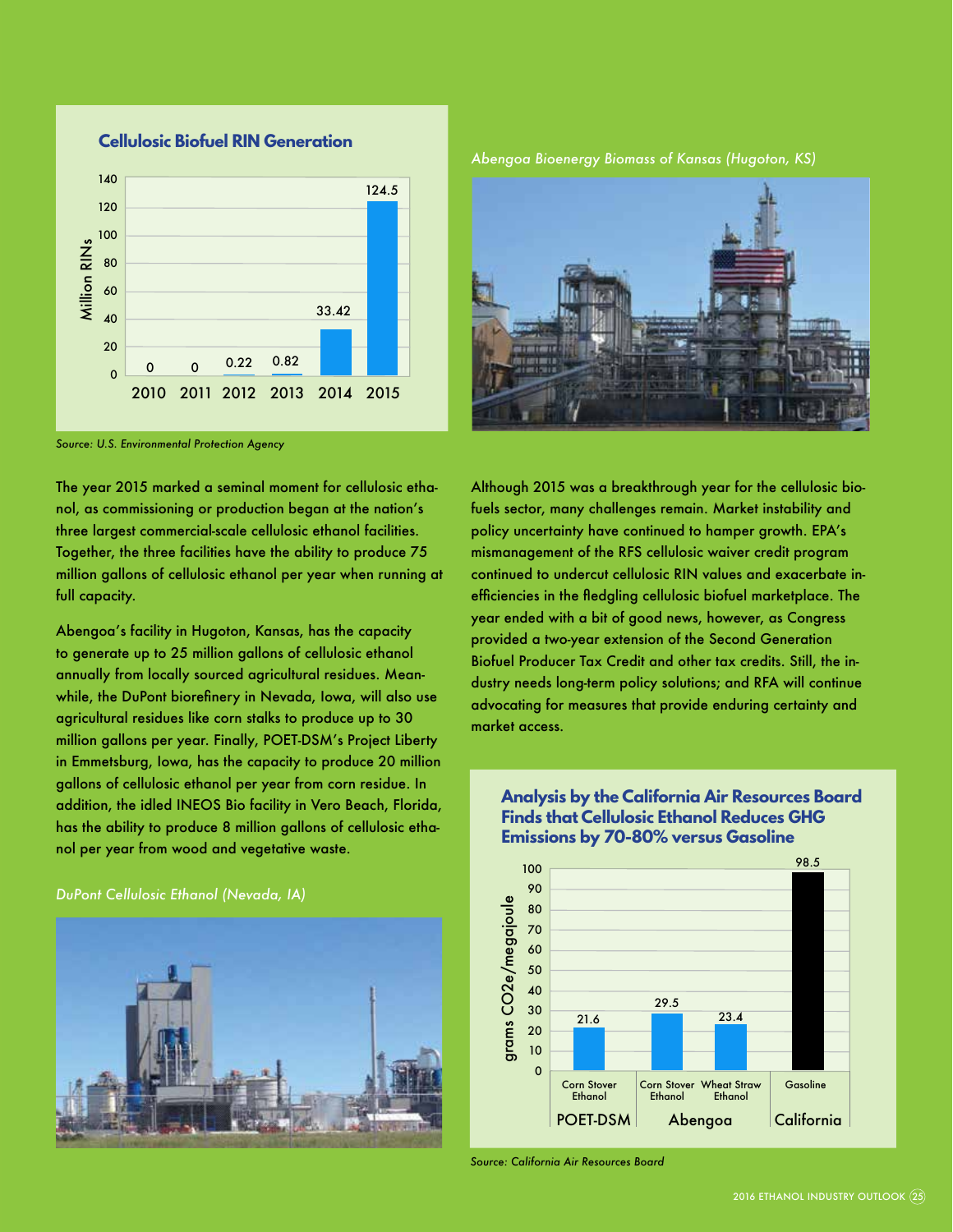## Cellulosic Biofuel RIN Generation

Million RINs

140
120
100
80
60
40
20
0

0 0 0.22 0.82 33.42 124.5

2010 2011 2012 2013 2014 2015

*Source: U.S. Environmental Protection Agency*

*Abengoa Bioenergy Biomass of Kansas (Hugoton, KS)*

The year 2015 marked a seminal moment for cellulosic ethanol, as commissioning or production began at the nation's three largest commercial-scale cellulosic ethanol facilities. Together, the three facilities have the ability to produce 75 million gallons of cellulosic ethanol per year when running at full capacity.

Abengoa's facility in Hugoton, Kansas, has the capacity to generate up to 25 million gallons of cellulosic ethanol annually from locally sourced agricultural residues. Meanwhile, the DuPont biorefinery in Nevada, Iowa, will also use agricultural residues like corn stalks to produce up to 30 million gallons per year. Finally, POET-DSM's Project Liberty in Emmetsburg, Iowa, has the capacity to produce 20 million gallons of cellulosic ethanol per year from corn residue. In addition, the idled INEOS Bio facility in Vero Beach, Florida, has the ability to produce 8 million gallons of cellulosic ethanol per year from wood and vegetative waste.

*DuPont Cellulosic Ethanol (Nevada, IA)*

Although 2015 was a breakthrough year for the cellulosic biofuels sector, many challenges remain. Market instability and policy uncertainty have continued to hamper growth. EPA's mismanagement of the RFS cellulosic waiver credit program continued to undercut cellulosic RIN values and exacerbate inefficiencies in the fledgling cellulosic biofuel marketplace. The year ended with a bit of good news, however, as Congress provided a two-year extension of the Second Generation Biofuel Producer Tax Credit and other tax credits. Still, the industry needs long-term policy solutions; and RFA will continue advocating for measures that provide enduring certainty and market access.

## Analysis by the California Air Resources Board Finds that Cellulosic Ethanol Reduces GHG Emissions by 70-80% versus Gasoline

grams CO2e/megajoule

100
90
80
70
60
50
40
30
20
10
0

21.6 29.5 23.4 98.5

Corn Stover Ethanol
Corn Stover Ethanol
Wheat Straw Ethanol
Gasoline

POET-DSM
Abengoa
California

*Source: California Air Resources Board*